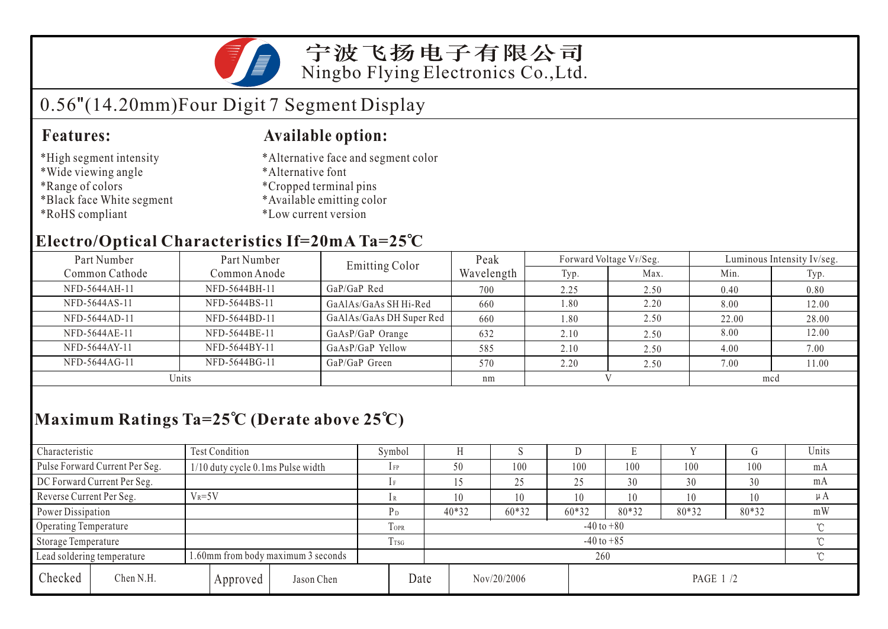# 宁波飞扬电子有限公司

Ningbo Flying Electronics Co.,Ltd.

## 0.56"(14.20mm)Four Digit 7 Segment Display

### Features:

- *High segment intensity
- *Wide viewing angle
- *Range of colors
- *Black face White segment
- *RoHS compliant

### Available option:

- *Alternative face and segment color
- *Alternative font
- *Cropped terminal pins
- *Available emitting color
- *Low current version

### Electro/Optical Characteristics If=20mA Ta=25℃

| Part Number Common Cathode | Part Number Common Anode | Emitting Color | Peak Wavelength | Forward Voltage $V_F$/Seg. | | Luminous Intensity Iv/seg. | |
|---|---|---|---|---|---|---|---|
| | | | | Typ. | Max. | Min. | Typ. |
| NFD-5644AH-11 | NFD-5644BH-11 | GaP/GaP Red | 700 | 2.25 | 2.50 | 0.40 | 0.80 |
| NFD-5644AS-11 | NFD-5644BS-11 | GaAlAs/GaAs SH Hi-Red | 660 | 1.80 | 2.20 | 8.00 | 12.00 |
| NFD-5644AD-11 | NFD-5644BD-11 | GaAlAs/GaAs DH Super Red | 660 | 1.80 | 2.50 | 22.00 | 28.00 |
| NFD-5644AE-11 | NFD-5644BE-11 | GaAsP/GaP Orange | 632 | 2.10 | 2.50 | 8.00 | 12.00 |
| NFD-5644AY-11 | NFD-5644BY-11 | GaAsP/GaP Yellow | 585 | 2.10 | 2.50 | 4.00 | 7.00 |
| NFD-5644AG-11 | NFD-5644BG-11 | GaP/GaP Green | 570 | 2.20 | 2.50 | 7.00 | 11.00 |
| Units | | | nm | V | | mcd | |

### Maximum Ratings Ta=25℃ (Derate above 25℃)

| Characteristic | Test Condition | Symbol | H | S | D | E | Y | G | Units |
|---|---|---|---|---|---|---|---|---|---|
| Pulse Forward Current Per Seg. | 1/10 duty cycle 0.1ms Pulse width | $I_{FP}$ | 50 | 100 | 100 | 100 | 100 | 100 | mA |
| DC Forward Current Per Seg. | | $I_F$ | 15 | 25 | 25 | 30 | 30 | 30 | mA |
| Reverse Current Per Seg. | $V_R$=5V | $I_R$ | 10 | 10 | 10 | 10 | 10 | 10 | μA |
| Power Dissipation | | $P_D$ | 40*32 | 60*32 | 60*32 | 80*32 | 80*32 | 80*32 | mW |
| Operating Temperature | | $T_{OPR}$ | -40 to +80 | | | | | | ℃ |
| Storage Temperature | | $T_{TSG}$ | -40 to +85 | | | | | | ℃ |
| Lead soldering temperature | 1.60mm from body maximum 3 seconds | | 260 | | | | | | ℃ |

| Checked | Chen N.H. | Approved | Jason Chen | Date | Nov/20/2006 |
|---|---|---|---|---|---|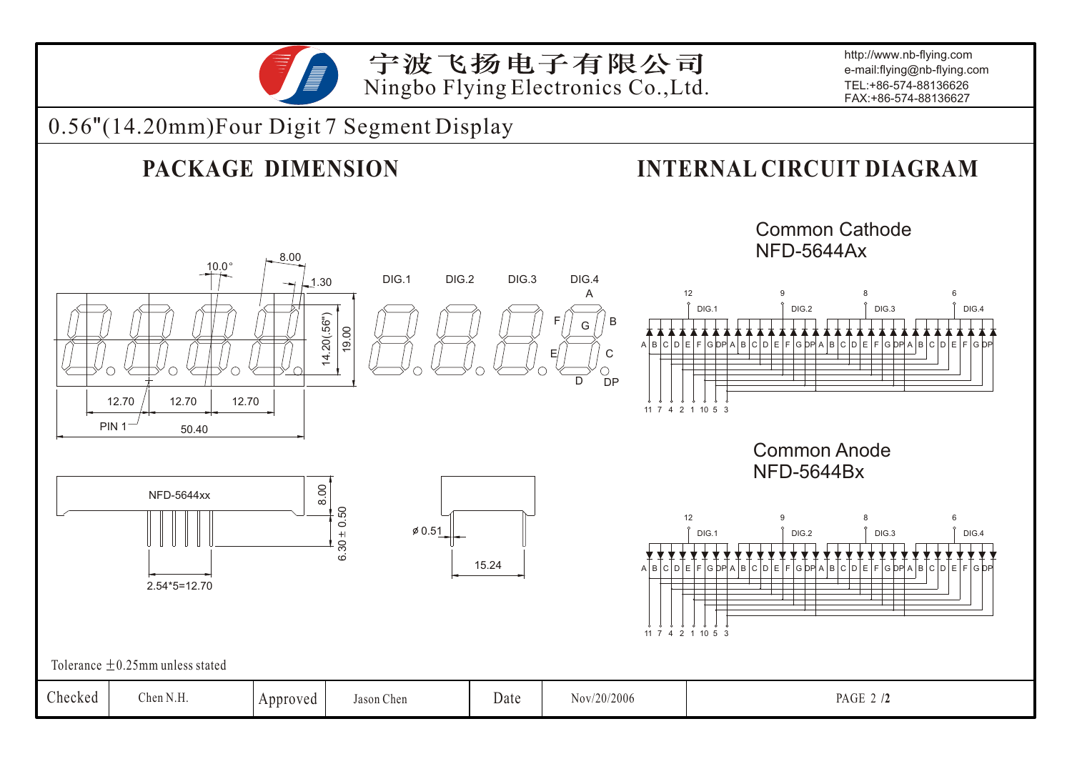宁波飞扬电子有限公司
Ningbo Flying Electronics Co.,Ltd.

http://www.nb-flying.com
e-mail:flying@nb-flying.com
TEL:+86-574-88136626
FAX:+86-574-88136627

# 0.56"(14.20mm)Four Digit 7 Segment Display

## PACKAGE DIMENSION

10.0°
8.00
1.30
14.20(.56")
19.00
12.70
12.70
12.70
PIN 1
50.40

DIG.1
DIG.2
DIG.3
DIG.4
A
B
C
D
E
F
G
DP

NFD-5644xx
8.00
6.30 ± 0.50
2.54*5=12.70
ø 0.51
15.24

## INTERNAL CIRCUIT DIAGRAM

Common Cathode
NFD-5644Ax

12
9
8
6
DIG.1
DIG.2
DIG.3
DIG.4
A B C D E F G DP A B C D E F G DP A B C D E F G DP A B C D E F G DP
11 7 4 2 1 10 5 3

Common Anode
NFD-5644Bx

12
9
8
6
DIG.1
DIG.2
DIG.3
DIG.4
A B C D E F G DP A B C D E F G DP A B C D E F G DP A B C D E F G DP
11 7 4 2 1 10 5 3

Tolerance ±0.25mm unless stated

| Checked | Chen N.H. | Approved | Jason Chen | Date | Nov/20/2006 | PAGE 2 /2 |
|---|---|---|---|---|---|---|